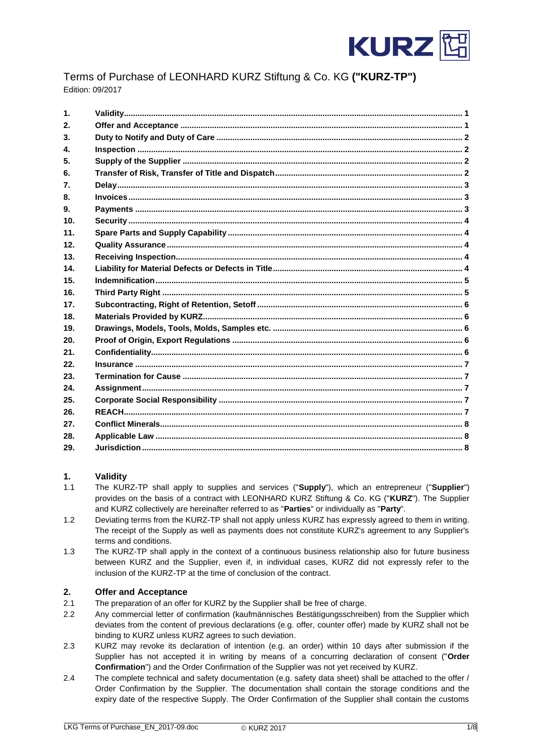# Terms of Purchase of LEONHARD KURZ Stiftung & Co. KG **("KURZ-TP")**

Edition: 09/2017

| | | |
|---|---|---|
| 1. | **Validity** | 1 |
| 2. | **Offer and Acceptance** | 1 |
| 3. | **Duty to Notify and Duty of Care** | 2 |
| 4. | **Inspection** | 2 |
| 5. | **Supply of the Supplier** | 2 |
| 6. | **Transfer of Risk, Transfer of Title and Dispatch** | 2 |
| 7. | **Delay** | 3 |
| 8. | **Invoices** | 3 |
| 9. | **Payments** | 3 |
| 10. | **Security** | 4 |
| 11. | **Spare Parts and Supply Capability** | 4 |
| 12. | **Quality Assurance** | 4 |
| 13. | **Receiving Inspection** | 4 |
| 14. | **Liability for Material Defects or Defects in Title** | 4 |
| 15. | **Indemnification** | 5 |
| 16. | **Third Party Right** | 5 |
| 17. | **Subcontracting, Right of Retention, Setoff** | 6 |
| 18. | **Materials Provided by KURZ** | 6 |
| 19. | **Drawings, Models, Tools, Molds, Samples etc.** | 6 |
| 20. | **Proof of Origin, Export Regulations** | 6 |
| 21. | **Confidentiality** | 6 |
| 22. | **Insurance** | 7 |
| 23. | **Termination for Cause** | 7 |
| 24. | **Assignment** | 7 |
| 25. | **Corporate Social Responsibility** | 7 |
| 26. | **REACH** | 7 |
| 27. | **Conflict Minerals** | 8 |
| 28. | **Applicable Law** | 8 |
| 29. | **Jurisdiction** | 8 |

## 1. Validity

1.1 The KURZ-TP shall apply to supplies and services ("**Supply**"), which an entrepreneur ("**Supplier**") provides on the basis of a contract with LEONHARD KURZ Stiftung & Co. KG ("**KURZ**"). The Supplier and KURZ collectively are hereinafter referred to as "**Parties**" or individually as "**Party**".

1.2 Deviating terms from the KURZ-TP shall not apply unless KURZ has expressly agreed to them in writing. The receipt of the Supply as well as payments does not constitute KURZ's agreement to any Supplier's terms and conditions.

1.3 The KURZ-TP shall apply in the context of a continuous business relationship also for future business between KURZ and the Supplier, even if, in individual cases, KURZ did not expressly refer to the inclusion of the KURZ-TP at the time of conclusion of the contract.

## 2. Offer and Acceptance

2.1 The preparation of an offer for KURZ by the Supplier shall be free of charge.

2.2 Any commercial letter of confirmation (kaufmännisches Bestätigungsschreiben) from the Supplier which deviates from the content of previous declarations (e.g. offer, counter offer) made by KURZ shall not be binding to KURZ unless KURZ agrees to such deviation.

2.3 KURZ may revoke its declaration of intention (e.g. an order) within 10 days after submission if the Supplier has not accepted it in writing by means of a concurring declaration of consent ("**Order Confirmation**") and the Order Confirmation of the Supplier was not yet received by KURZ.

2.4 The complete technical and safety documentation (e.g. safety data sheet) shall be attached to the offer / Order Confirmation by the Supplier. The documentation shall contain the storage conditions and the expiry date of the respective Supply. The Order Confirmation of the Supplier shall contain the customs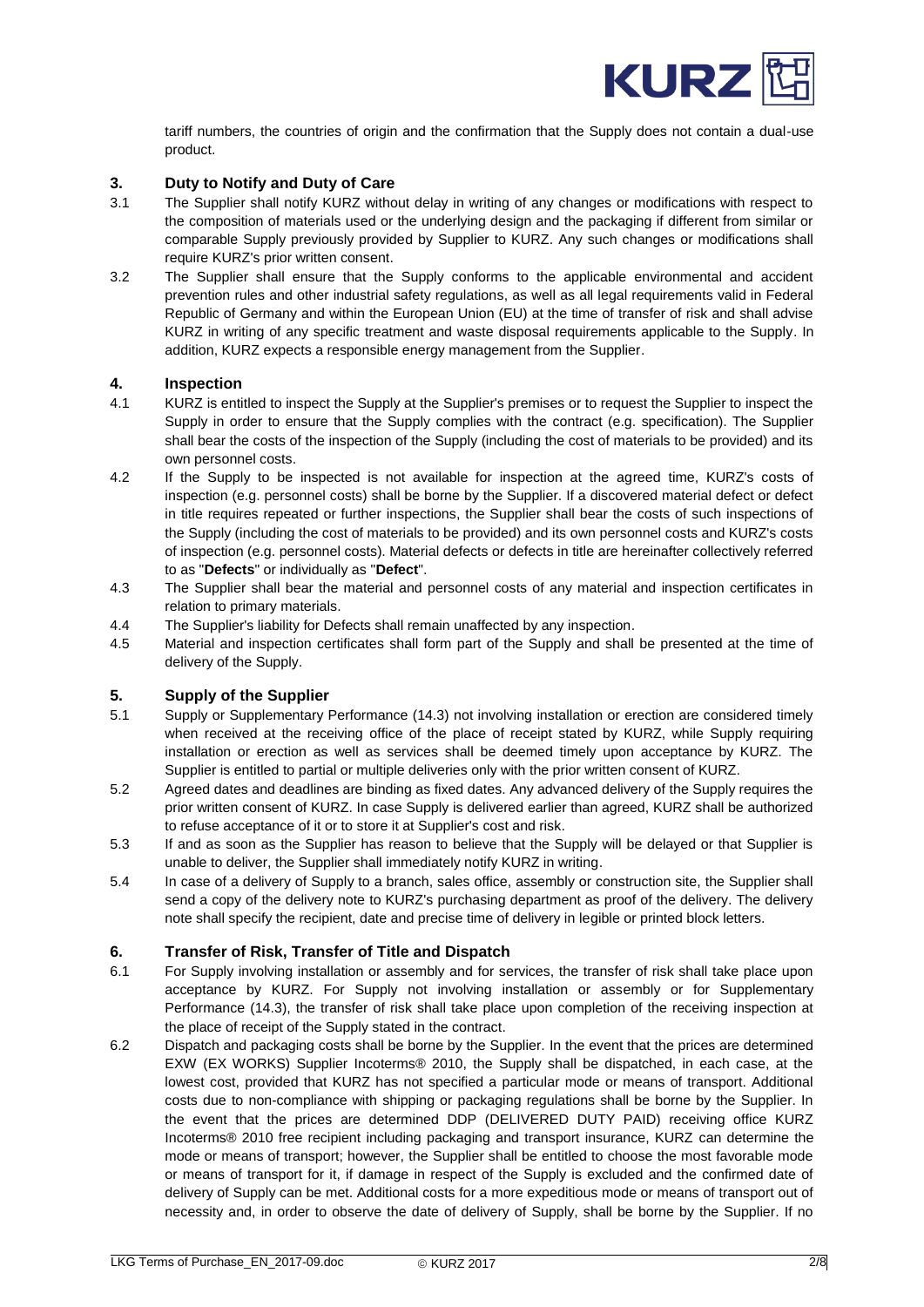tariff numbers, the countries of origin and the confirmation that the Supply does not contain a dual-use product.

## 3. Duty to Notify and Duty of Care

3.1 The Supplier shall notify KURZ without delay in writing of any changes or modifications with respect to the composition of materials used or the underlying design and the packaging if different from similar or comparable Supply previously provided by Supplier to KURZ. Any such changes or modifications shall require KURZ's prior written consent.

3.2 The Supplier shall ensure that the Supply conforms to the applicable environmental and accident prevention rules and other industrial safety regulations, as well as all legal requirements valid in Federal Republic of Germany and within the European Union (EU) at the time of transfer of risk and shall advise KURZ in writing of any specific treatment and waste disposal requirements applicable to the Supply. In addition, KURZ expects a responsible energy management from the Supplier.

## 4. Inspection

4.1 KURZ is entitled to inspect the Supply at the Supplier's premises or to request the Supplier to inspect the Supply in order to ensure that the Supply complies with the contract (e.g. specification). The Supplier shall bear the costs of the inspection of the Supply (including the cost of materials to be provided) and its own personnel costs.

4.2 If the Supply to be inspected is not available for inspection at the agreed time, KURZ's costs of inspection (e.g. personnel costs) shall be borne by the Supplier. If a discovered material defect or defect in title requires repeated or further inspections, the Supplier shall bear the costs of such inspections of the Supply (including the cost of materials to be provided) and its own personnel costs and KURZ's costs of inspection (e.g. personnel costs). Material defects or defects in title are hereinafter collectively referred to as "**Defects**" or individually as "**Defect**".

4.3 The Supplier shall bear the material and personnel costs of any material and inspection certificates in relation to primary materials.

4.4 The Supplier's liability for Defects shall remain unaffected by any inspection.

4.5 Material and inspection certificates shall form part of the Supply and shall be presented at the time of delivery of the Supply.

## 5. Supply of the Supplier

5.1 Supply or Supplementary Performance (14.3) not involving installation or erection are considered timely when received at the receiving office of the place of receipt stated by KURZ, while Supply requiring installation or erection as well as services shall be deemed timely upon acceptance by KURZ. The Supplier is entitled to partial or multiple deliveries only with the prior written consent of KURZ.

5.2 Agreed dates and deadlines are binding as fixed dates. Any advanced delivery of the Supply requires the prior written consent of KURZ. In case Supply is delivered earlier than agreed, KURZ shall be authorized to refuse acceptance of it or to store it at Supplier's cost and risk.

5.3 If and as soon as the Supplier has reason to believe that the Supply will be delayed or that Supplier is unable to deliver, the Supplier shall immediately notify KURZ in writing.

5.4 In case of a delivery of Supply to a branch, sales office, assembly or construction site, the Supplier shall send a copy of the delivery note to KURZ's purchasing department as proof of the delivery. The delivery note shall specify the recipient, date and precise time of delivery in legible or printed block letters.

## 6. Transfer of Risk, Transfer of Title and Dispatch

6.1 For Supply involving installation or assembly and for services, the transfer of risk shall take place upon acceptance by KURZ. For Supply not involving installation or assembly or for Supplementary Performance (14.3), the transfer of risk shall take place upon completion of the receiving inspection at the place of receipt of the Supply stated in the contract.

6.2 Dispatch and packaging costs shall be borne by the Supplier. In the event that the prices are determined EXW (EX WORKS) Supplier Incoterms® 2010, the Supply shall be dispatched, in each case, at the lowest cost, provided that KURZ has not specified a particular mode or means of transport. Additional costs due to non-compliance with shipping or packaging regulations shall be borne by the Supplier. In the event that the prices are determined DDP (DELIVERED DUTY PAID) receiving office KURZ Incoterms® 2010 free recipient including packaging and transport insurance, KURZ can determine the mode or means of transport; however, the Supplier shall be entitled to choose the most favorable mode or means of transport for it, if damage in respect of the Supply is excluded and the confirmed date of delivery of Supply can be met. Additional costs for a more expeditious mode or means of transport out of necessity and, in order to observe the date of delivery of Supply, shall be borne by the Supplier. If no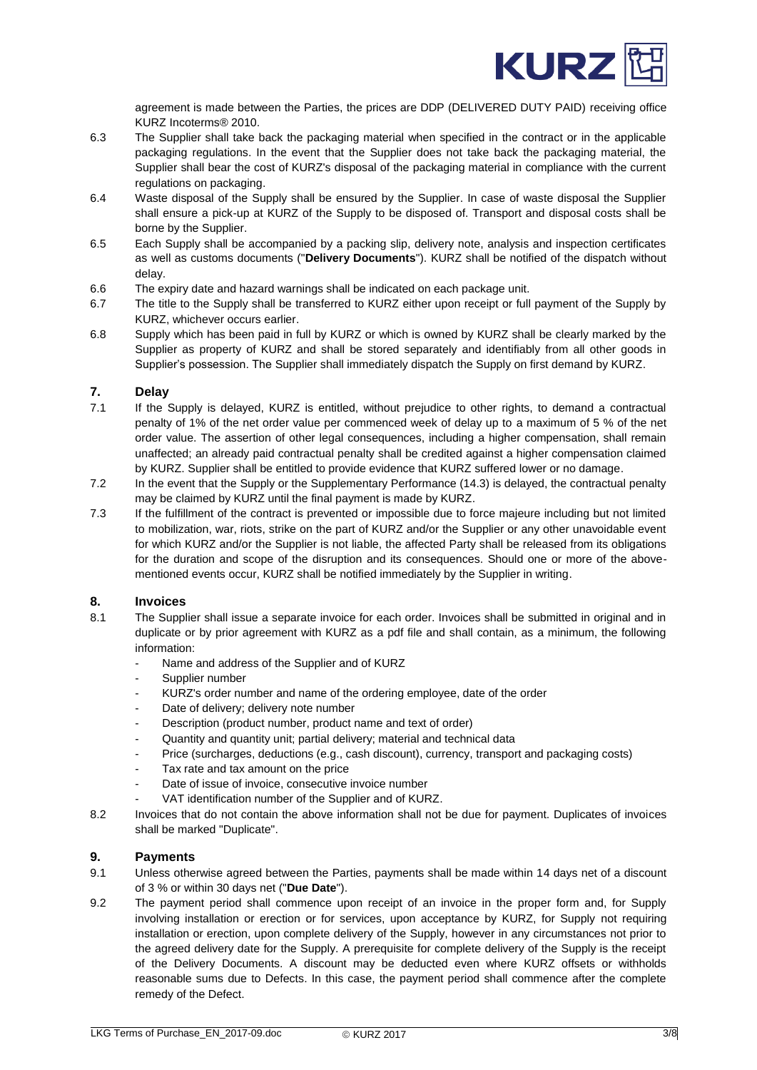agreement is made between the Parties, the prices are DDP (DELIVERED DUTY PAID) receiving office KURZ Incoterms® 2010.

6.3 The Supplier shall take back the packaging material when specified in the contract or in the applicable packaging regulations. In the event that the Supplier does not take back the packaging material, the Supplier shall bear the cost of KURZ's disposal of the packaging material in compliance with the current regulations on packaging.

6.4 Waste disposal of the Supply shall be ensured by the Supplier. In case of waste disposal the Supplier shall ensure a pick-up at KURZ of the Supply to be disposed of. Transport and disposal costs shall be borne by the Supplier.

6.5 Each Supply shall be accompanied by a packing slip, delivery note, analysis and inspection certificates as well as customs documents ("**Delivery Documents**"). KURZ shall be notified of the dispatch without delay.

6.6 The expiry date and hazard warnings shall be indicated on each package unit.

6.7 The title to the Supply shall be transferred to KURZ either upon receipt or full payment of the Supply by KURZ, whichever occurs earlier.

6.8 Supply which has been paid in full by KURZ or which is owned by KURZ shall be clearly marked by the Supplier as property of KURZ and shall be stored separately and identifiably from all other goods in Supplier's possession. The Supplier shall immediately dispatch the Supply on first demand by KURZ.

## 7. Delay

7.1 If the Supply is delayed, KURZ is entitled, without prejudice to other rights, to demand a contractual penalty of 1% of the net order value per commenced week of delay up to a maximum of 5 % of the net order value. The assertion of other legal consequences, including a higher compensation, shall remain unaffected; an already paid contractual penalty shall be credited against a higher compensation claimed by KURZ. Supplier shall be entitled to provide evidence that KURZ suffered lower or no damage.

7.2 In the event that the Supply or the Supplementary Performance (14.3) is delayed, the contractual penalty may be claimed by KURZ until the final payment is made by KURZ.

7.3 If the fulfillment of the contract is prevented or impossible due to force majeure including but not limited to mobilization, war, riots, strike on the part of KURZ and/or the Supplier or any other unavoidable event for which KURZ and/or the Supplier is not liable, the affected Party shall be released from its obligations for the duration and scope of the disruption and its consequences. Should one or more of the above-mentioned events occur, KURZ shall be notified immediately by the Supplier in writing.

## 8. Invoices

8.1 The Supplier shall issue a separate invoice for each order. Invoices shall be submitted in original and in duplicate or by prior agreement with KURZ as a pdf file and shall contain, as a minimum, the following information:

- Name and address of the Supplier and of KURZ
- Supplier number
- KURZ's order number and name of the ordering employee, date of the order
- Date of delivery; delivery note number
- Description (product number, product name and text of order)
- Quantity and quantity unit; partial delivery; material and technical data
- Price (surcharges, deductions (e.g., cash discount), currency, transport and packaging costs)
- Tax rate and tax amount on the price
- Date of issue of invoice, consecutive invoice number
- VAT identification number of the Supplier and of KURZ.

8.2 Invoices that do not contain the above information shall not be due for payment. Duplicates of invoices shall be marked "Duplicate".

## 9. Payments

9.1 Unless otherwise agreed between the Parties, payments shall be made within 14 days net of a discount of 3 % or within 30 days net ("**Due Date**").

9.2 The payment period shall commence upon receipt of an invoice in the proper form and, for Supply involving installation or erection or for services, upon acceptance by KURZ, for Supply not requiring installation or erection, upon complete delivery of the Supply, however in any circumstances not prior to the agreed delivery date for the Supply. A prerequisite for complete delivery of the Supply is the receipt of the Delivery Documents. A discount may be deducted even where KURZ offsets or withholds reasonable sums due to Defects. In this case, the payment period shall commence after the complete remedy of the Defect.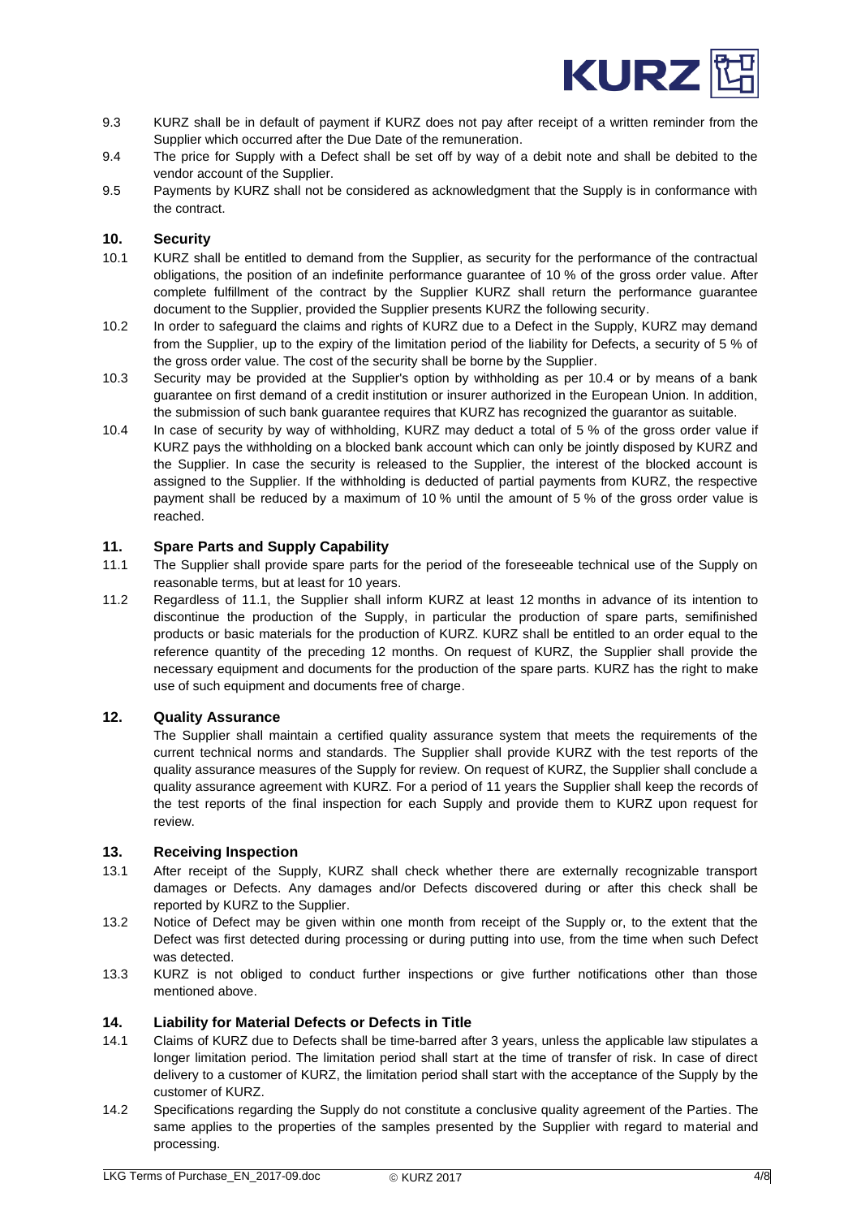9.3 KURZ shall be in default of payment if KURZ does not pay after receipt of a written reminder from the Supplier which occurred after the Due Date of the remuneration.

9.4 The price for Supply with a Defect shall be set off by way of a debit note and shall be debited to the vendor account of the Supplier.

9.5 Payments by KURZ shall not be considered as acknowledgment that the Supply is in conformance with the contract.

## 10. Security

10.1 KURZ shall be entitled to demand from the Supplier, as security for the performance of the contractual obligations, the position of an indefinite performance guarantee of 10 % of the gross order value. After complete fulfillment of the contract by the Supplier KURZ shall return the performance guarantee document to the Supplier, provided the Supplier presents KURZ the following security.

10.2 In order to safeguard the claims and rights of KURZ due to a Defect in the Supply, KURZ may demand from the Supplier, up to the expiry of the limitation period of the liability for Defects, a security of 5 % of the gross order value. The cost of the security shall be borne by the Supplier.

10.3 Security may be provided at the Supplier's option by withholding as per 10.4 or by means of a bank guarantee on first demand of a credit institution or insurer authorized in the European Union. In addition, the submission of such bank guarantee requires that KURZ has recognized the guarantor as suitable.

10.4 In case of security by way of withholding, KURZ may deduct a total of 5 % of the gross order value if KURZ pays the withholding on a blocked bank account which can only be jointly disposed by KURZ and the Supplier. In case the security is released to the Supplier, the interest of the blocked account is assigned to the Supplier. If the withholding is deducted of partial payments from KURZ, the respective payment shall be reduced by a maximum of 10 % until the amount of 5 % of the gross order value is reached.

## 11. Spare Parts and Supply Capability

11.1 The Supplier shall provide spare parts for the period of the foreseeable technical use of the Supply on reasonable terms, but at least for 10 years.

11.2 Regardless of 11.1, the Supplier shall inform KURZ at least 12 months in advance of its intention to discontinue the production of the Supply, in particular the production of spare parts, semifinished products or basic materials for the production of KURZ. KURZ shall be entitled to an order equal to the reference quantity of the preceding 12 months. On request of KURZ, the Supplier shall provide the necessary equipment and documents for the production of the spare parts. KURZ has the right to make use of such equipment and documents free of charge.

## 12. Quality Assurance

The Supplier shall maintain a certified quality assurance system that meets the requirements of the current technical norms and standards. The Supplier shall provide KURZ with the test reports of the quality assurance measures of the Supply for review. On request of KURZ, the Supplier shall conclude a quality assurance agreement with KURZ. For a period of 11 years the Supplier shall keep the records of the test reports of the final inspection for each Supply and provide them to KURZ upon request for review.

## 13. Receiving Inspection

13.1 After receipt of the Supply, KURZ shall check whether there are externally recognizable transport damages or Defects. Any damages and/or Defects discovered during or after this check shall be reported by KURZ to the Supplier.

13.2 Notice of Defect may be given within one month from receipt of the Supply or, to the extent that the Defect was first detected during processing or during putting into use, from the time when such Defect was detected.

13.3 KURZ is not obliged to conduct further inspections or give further notifications other than those mentioned above.

## 14. Liability for Material Defects or Defects in Title

14.1 Claims of KURZ due to Defects shall be time-barred after 3 years, unless the applicable law stipulates a longer limitation period. The limitation period shall start at the time of transfer of risk. In case of direct delivery to a customer of KURZ, the limitation period shall start with the acceptance of the Supply by the customer of KURZ.

14.2 Specifications regarding the Supply do not constitute a conclusive quality agreement of the Parties. The same applies to the properties of the samples presented by the Supplier with regard to material and processing.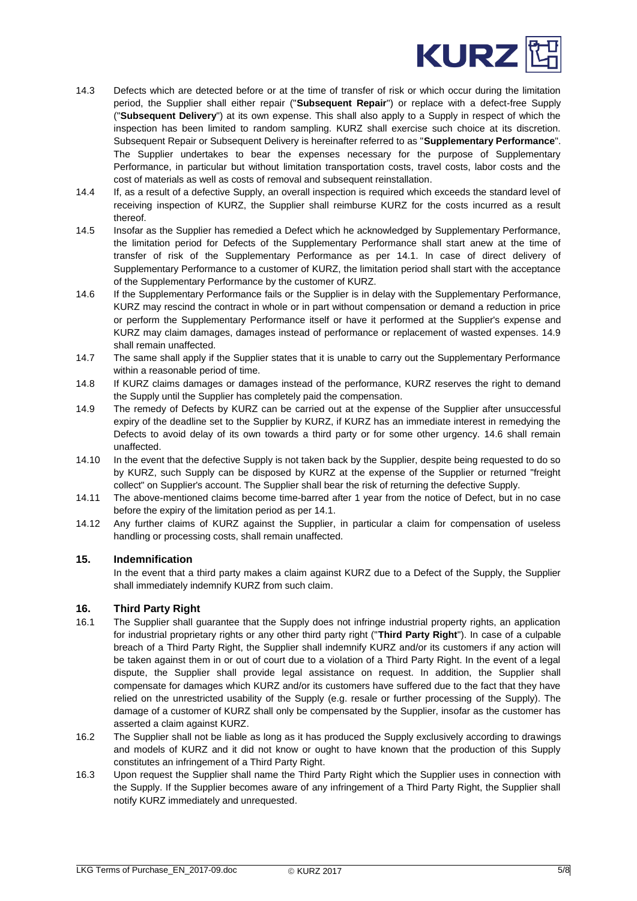14.3 Defects which are detected before or at the time of transfer of risk or which occur during the limitation period, the Supplier shall either repair ("**Subsequent Repair**") or replace with a defect-free Supply ("**Subsequent Delivery**") at its own expense. This shall also apply to a Supply in respect of which the inspection has been limited to random sampling. KURZ shall exercise such choice at its discretion. Subsequent Repair or Subsequent Delivery is hereinafter referred to as "**Supplementary Performance**". The Supplier undertakes to bear the expenses necessary for the purpose of Supplementary Performance, in particular but without limitation transportation costs, travel costs, labor costs and the cost of materials as well as costs of removal and subsequent reinstallation.

14.4 If, as a result of a defective Supply, an overall inspection is required which exceeds the standard level of receiving inspection of KURZ, the Supplier shall reimburse KURZ for the costs incurred as a result thereof.

14.5 Insofar as the Supplier has remedied a Defect which he acknowledged by Supplementary Performance, the limitation period for Defects of the Supplementary Performance shall start anew at the time of transfer of risk of the Supplementary Performance as per 14.1. In case of direct delivery of Supplementary Performance to a customer of KURZ, the limitation period shall start with the acceptance of the Supplementary Performance by the customer of KURZ.

14.6 If the Supplementary Performance fails or the Supplier is in delay with the Supplementary Performance, KURZ may rescind the contract in whole or in part without compensation or demand a reduction in price or perform the Supplementary Performance itself or have it performed at the Supplier's expense and KURZ may claim damages, damages instead of performance or replacement of wasted expenses. 14.9 shall remain unaffected.

14.7 The same shall apply if the Supplier states that it is unable to carry out the Supplementary Performance within a reasonable period of time.

14.8 If KURZ claims damages or damages instead of the performance, KURZ reserves the right to demand the Supply until the Supplier has completely paid the compensation.

14.9 The remedy of Defects by KURZ can be carried out at the expense of the Supplier after unsuccessful expiry of the deadline set to the Supplier by KURZ, if KURZ has an immediate interest in remedying the Defects to avoid delay of its own towards a third party or for some other urgency. 14.6 shall remain unaffected.

14.10 In the event that the defective Supply is not taken back by the Supplier, despite being requested to do so by KURZ, such Supply can be disposed by KURZ at the expense of the Supplier or returned "freight collect" on Supplier's account. The Supplier shall bear the risk of returning the defective Supply.

14.11 The above-mentioned claims become time-barred after 1 year from the notice of Defect, but in no case before the expiry of the limitation period as per 14.1.

14.12 Any further claims of KURZ against the Supplier, in particular a claim for compensation of useless handling or processing costs, shall remain unaffected.

## 15. Indemnification

In the event that a third party makes a claim against KURZ due to a Defect of the Supply, the Supplier shall immediately indemnify KURZ from such claim.

## 16. Third Party Right

16.1 The Supplier shall guarantee that the Supply does not infringe industrial property rights, an application for industrial proprietary rights or any other third party right ("**Third Party Right**"). In case of a culpable breach of a Third Party Right, the Supplier shall indemnify KURZ and/or its customers if any action will be taken against them in or out of court due to a violation of a Third Party Right. In the event of a legal dispute, the Supplier shall provide legal assistance on request. In addition, the Supplier shall compensate for damages which KURZ and/or its customers have suffered due to the fact that they have relied on the unrestricted usability of the Supply (e.g. resale or further processing of the Supply). The damage of a customer of KURZ shall only be compensated by the Supplier, insofar as the customer has asserted a claim against KURZ.

16.2 The Supplier shall not be liable as long as it has produced the Supply exclusively according to drawings and models of KURZ and it did not know or ought to have known that the production of this Supply constitutes an infringement of a Third Party Right.

16.3 Upon request the Supplier shall name the Third Party Right which the Supplier uses in connection with the Supply. If the Supplier becomes aware of any infringement of a Third Party Right, the Supplier shall notify KURZ immediately and unrequested.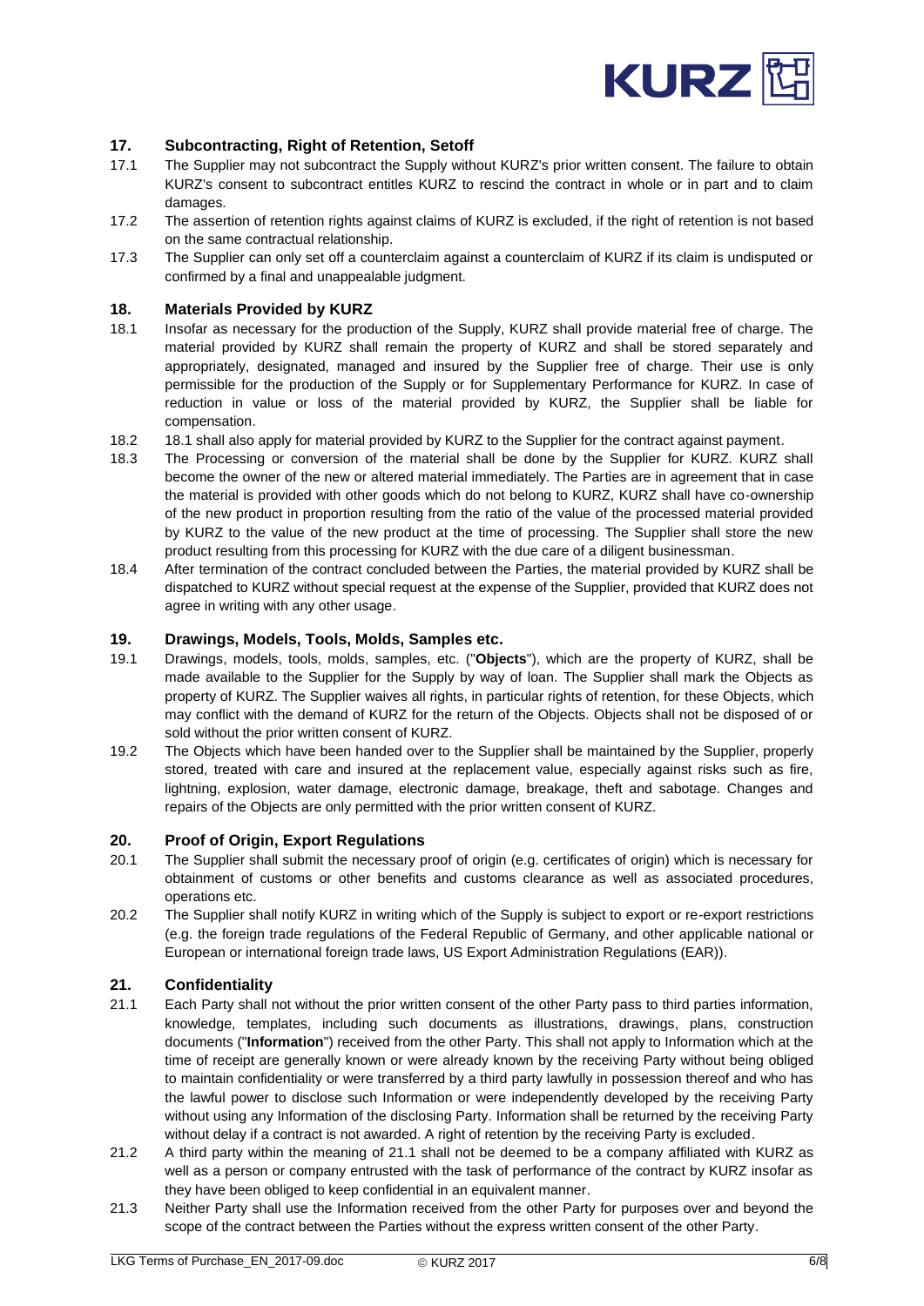## 17. Subcontracting, Right of Retention, Setoff

17.1 The Supplier may not subcontract the Supply without KURZ's prior written consent. The failure to obtain KURZ's consent to subcontract entitles KURZ to rescind the contract in whole or in part and to claim damages.

17.2 The assertion of retention rights against claims of KURZ is excluded, if the right of retention is not based on the same contractual relationship.

17.3 The Supplier can only set off a counterclaim against a counterclaim of KURZ if its claim is undisputed or confirmed by a final and unappealable judgment.

## 18. Materials Provided by KURZ

18.1 Insofar as necessary for the production of the Supply, KURZ shall provide material free of charge. The material provided by KURZ shall remain the property of KURZ and shall be stored separately and appropriately, designated, managed and insured by the Supplier free of charge. Their use is only permissible for the production of the Supply or for Supplementary Performance for KURZ. In case of reduction in value or loss of the material provided by KURZ, the Supplier shall be liable for compensation.

18.2 18.1 shall also apply for material provided by KURZ to the Supplier for the contract against payment.

18.3 The Processing or conversion of the material shall be done by the Supplier for KURZ. KURZ shall become the owner of the new or altered material immediately. The Parties are in agreement that in case the material is provided with other goods which do not belong to KURZ, KURZ shall have co-ownership of the new product in proportion resulting from the ratio of the value of the processed material provided by KURZ to the value of the new product at the time of processing. The Supplier shall store the new product resulting from this processing for KURZ with the due care of a diligent businessman.

18.4 After termination of the contract concluded between the Parties, the material provided by KURZ shall be dispatched to KURZ without special request at the expense of the Supplier, provided that KURZ does not agree in writing with any other usage.

## 19. Drawings, Models, Tools, Molds, Samples etc.

19.1 Drawings, models, tools, molds, samples, etc. ("**Objects**"), which are the property of KURZ, shall be made available to the Supplier for the Supply by way of loan. The Supplier shall mark the Objects as property of KURZ. The Supplier waives all rights, in particular rights of retention, for these Objects, which may conflict with the demand of KURZ for the return of the Objects. Objects shall not be disposed of or sold without the prior written consent of KURZ.

19.2 The Objects which have been handed over to the Supplier shall be maintained by the Supplier, properly stored, treated with care and insured at the replacement value, especially against risks such as fire, lightning, explosion, water damage, electronic damage, breakage, theft and sabotage. Changes and repairs of the Objects are only permitted with the prior written consent of KURZ.

## 20. Proof of Origin, Export Regulations

20.1 The Supplier shall submit the necessary proof of origin (e.g. certificates of origin) which is necessary for obtainment of customs or other benefits and customs clearance as well as associated procedures, operations etc.

20.2 The Supplier shall notify KURZ in writing which of the Supply is subject to export or re-export restrictions (e.g. the foreign trade regulations of the Federal Republic of Germany, and other applicable national or European or international foreign trade laws, US Export Administration Regulations (EAR)).

## 21. Confidentiality

21.1 Each Party shall not without the prior written consent of the other Party pass to third parties information, knowledge, templates, including such documents as illustrations, drawings, plans, construction documents ("**Information**") received from the other Party. This shall not apply to Information which at the time of receipt are generally known or were already known by the receiving Party without being obliged to maintain confidentiality or were transferred by a third party lawfully in possession thereof and who has the lawful power to disclose such Information or were independently developed by the receiving Party without using any Information of the disclosing Party. Information shall be returned by the receiving Party without delay if a contract is not awarded. A right of retention by the receiving Party is excluded.

21.2 A third party within the meaning of 21.1 shall not be deemed to be a company affiliated with KURZ as well as a person or company entrusted with the task of performance of the contract by KURZ insofar as they have been obliged to keep confidential in an equivalent manner.

21.3 Neither Party shall use the Information received from the other Party for purposes over and beyond the scope of the contract between the Parties without the express written consent of the other Party.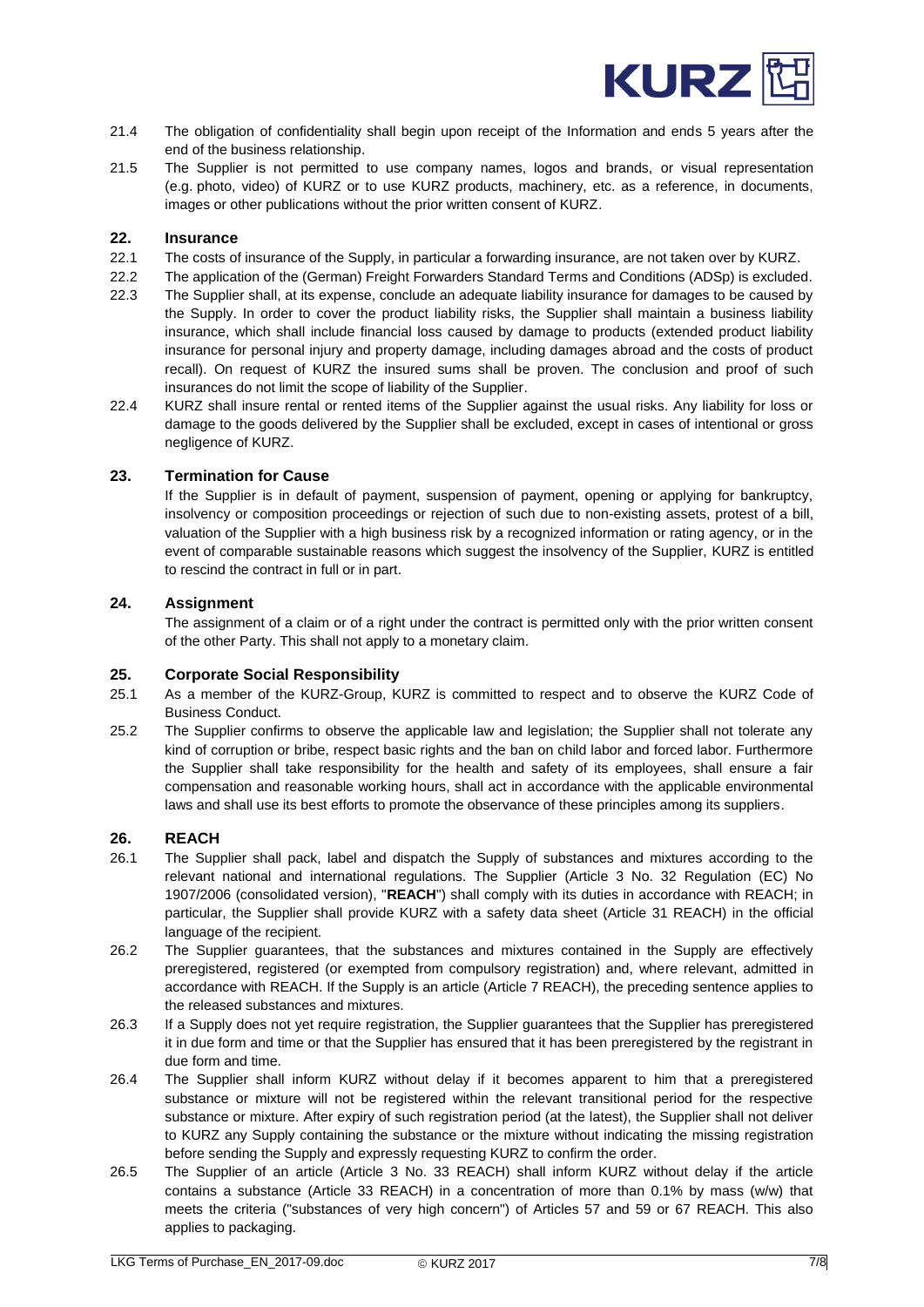21.4 The obligation of confidentiality shall begin upon receipt of the Information and ends 5 years after the end of the business relationship.

21.5 The Supplier is not permitted to use company names, logos and brands, or visual representation (e.g. photo, video) of KURZ or to use KURZ products, machinery, etc. as a reference, in documents, images or other publications without the prior written consent of KURZ.

## 22. Insurance

22.1 The costs of insurance of the Supply, in particular a forwarding insurance, are not taken over by KURZ.

22.2 The application of the (German) Freight Forwarders Standard Terms and Conditions (ADSp) is excluded.

22.3 The Supplier shall, at its expense, conclude an adequate liability insurance for damages to be caused by the Supply. In order to cover the product liability risks, the Supplier shall maintain a business liability insurance, which shall include financial loss caused by damage to products (extended product liability insurance for personal injury and property damage, including damages abroad and the costs of product recall). On request of KURZ the insured sums shall be proven. The conclusion and proof of such insurances do not limit the scope of liability of the Supplier.

22.4 KURZ shall insure rental or rented items of the Supplier against the usual risks. Any liability for loss or damage to the goods delivered by the Supplier shall be excluded, except in cases of intentional or gross negligence of KURZ.

## 23. Termination for Cause

If the Supplier is in default of payment, suspension of payment, opening or applying for bankruptcy, insolvency or composition proceedings or rejection of such due to non-existing assets, protest of a bill, valuation of the Supplier with a high business risk by a recognized information or rating agency, or in the event of comparable sustainable reasons which suggest the insolvency of the Supplier, KURZ is entitled to rescind the contract in full or in part.

## 24. Assignment

The assignment of a claim or of a right under the contract is permitted only with the prior written consent of the other Party. This shall not apply to a monetary claim.

## 25. Corporate Social Responsibility

25.1 As a member of the KURZ-Group, KURZ is committed to respect and to observe the KURZ Code of Business Conduct.

25.2 The Supplier confirms to observe the applicable law and legislation; the Supplier shall not tolerate any kind of corruption or bribe, respect basic rights and the ban on child labor and forced labor. Furthermore the Supplier shall take responsibility for the health and safety of its employees, shall ensure a fair compensation and reasonable working hours, shall act in accordance with the applicable environmental laws and shall use its best efforts to promote the observance of these principles among its suppliers.

## 26. REACH

26.1 The Supplier shall pack, label and dispatch the Supply of substances and mixtures according to the relevant national and international regulations. The Supplier (Article 3 No. 32 Regulation (EC) No 1907/2006 (consolidated version), "**REACH**") shall comply with its duties in accordance with REACH; in particular, the Supplier shall provide KURZ with a safety data sheet (Article 31 REACH) in the official language of the recipient.

26.2 The Supplier guarantees, that the substances and mixtures contained in the Supply are effectively preregistered, registered (or exempted from compulsory registration) and, where relevant, admitted in accordance with REACH. If the Supply is an article (Article 7 REACH), the preceding sentence applies to the released substances and mixtures.

26.3 If a Supply does not yet require registration, the Supplier guarantees that the Supplier has preregistered it in due form and time or that the Supplier has ensured that it has been preregistered by the registrant in due form and time.

26.4 The Supplier shall inform KURZ without delay if it becomes apparent to him that a preregistered substance or mixture will not be registered within the relevant transitional period for the respective substance or mixture. After expiry of such registration period (at the latest), the Supplier shall not deliver to KURZ any Supply containing the substance or the mixture without indicating the missing registration before sending the Supply and expressly requesting KURZ to confirm the order.

26.5 The Supplier of an article (Article 3 No. 33 REACH) shall inform KURZ without delay if the article contains a substance (Article 33 REACH) in a concentration of more than 0.1% by mass (w/w) that meets the criteria ("substances of very high concern") of Articles 57 and 59 or 67 REACH. This also applies to packaging.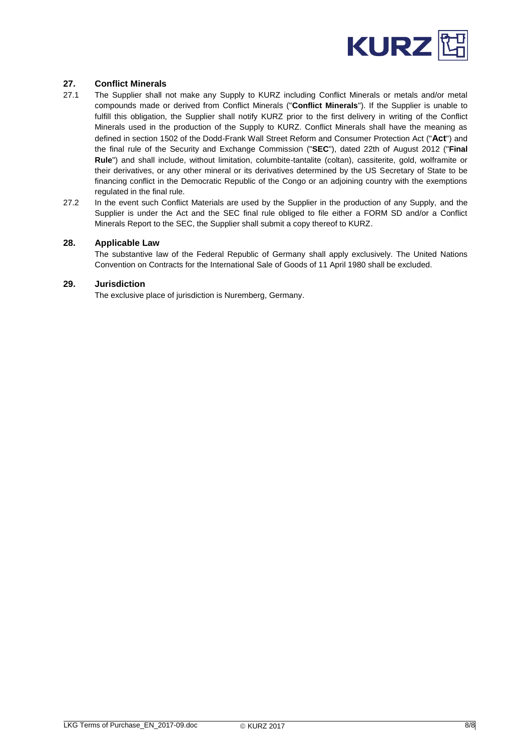## 27. Conflict Minerals

27.1 The Supplier shall not make any Supply to KURZ including Conflict Minerals or metals and/or metal compounds made or derived from Conflict Minerals ("**Conflict Minerals**"). If the Supplier is unable to fulfill this obligation, the Supplier shall notify KURZ prior to the first delivery in writing of the Conflict Minerals used in the production of the Supply to KURZ. Conflict Minerals shall have the meaning as defined in section 1502 of the Dodd-Frank Wall Street Reform and Consumer Protection Act ("**Act**") and the final rule of the Security and Exchange Commission ("**SEC**"), dated 22th of August 2012 ("**Final Rule**") and shall include, without limitation, columbite-tantalite (coltan), cassiterite, gold, wolframite or their derivatives, or any other mineral or its derivatives determined by the US Secretary of State to be financing conflict in the Democratic Republic of the Congo or an adjoining country with the exemptions regulated in the final rule.

27.2 In the event such Conflict Materials are used by the Supplier in the production of any Supply, and the Supplier is under the Act and the SEC final rule obliged to file either a FORM SD and/or a Conflict Minerals Report to the SEC, the Supplier shall submit a copy thereof to KURZ.

## 28. Applicable Law

The substantive law of the Federal Republic of Germany shall apply exclusively. The United Nations Convention on Contracts for the International Sale of Goods of 11 April 1980 shall be excluded.

## 29. Jurisdiction

The exclusive place of jurisdiction is Nuremberg, Germany.